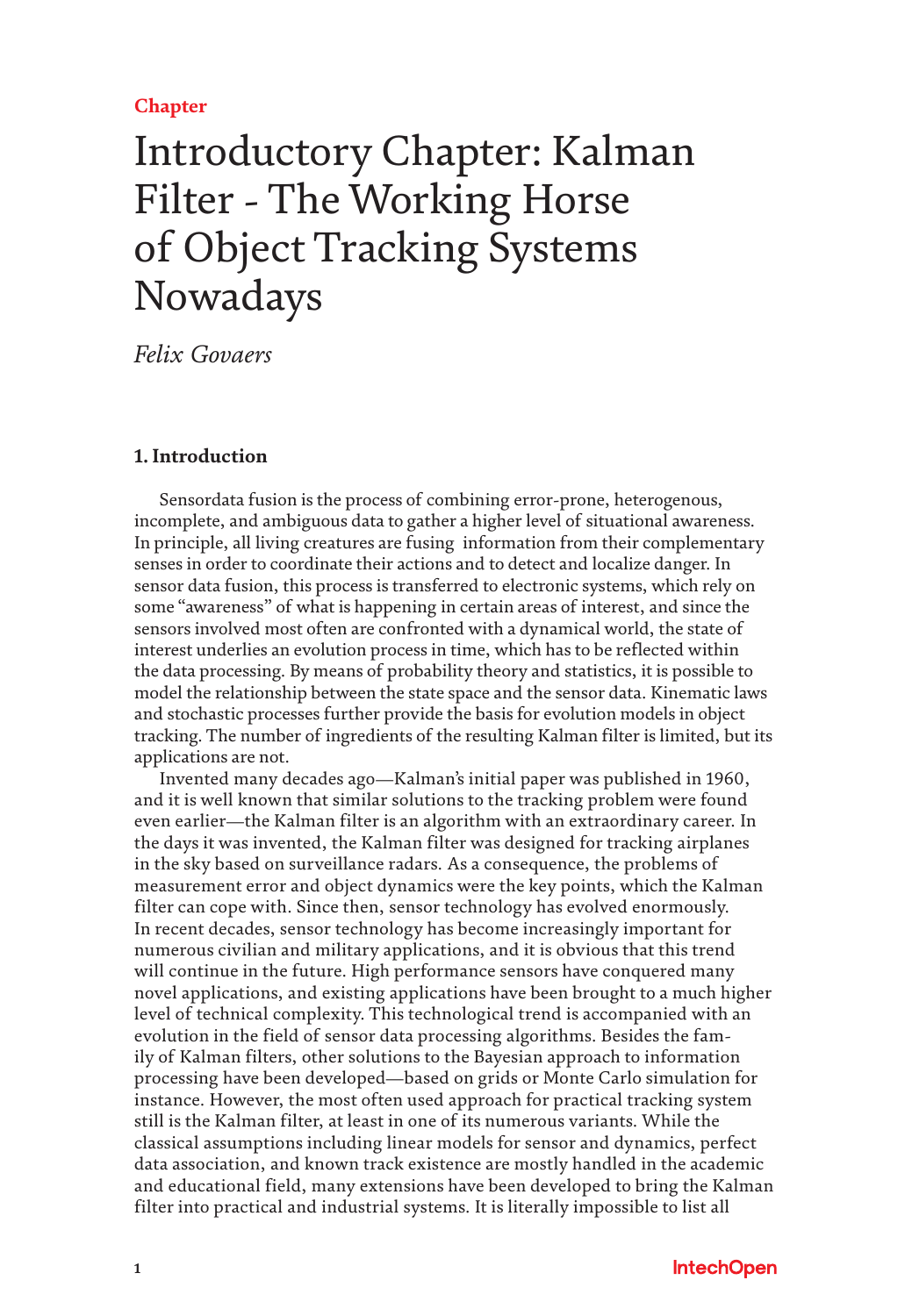Chapter

# Introductory Chapter: Kalman Filter - The Working Horse of Object Tracking Systems Nowadays

*Felix Govaers*

## 1. Introduction

Sensordata fusion is the process of combining error-prone, heterogenous, incomplete, and ambiguous data to gather a higher level of situational awareness. In principle, all living creatures are fusing information from their complementary senses in order to coordinate their actions and to detect and localize danger. In sensor data fusion, this process is transferred to electronic systems, which rely on some "awareness" of what is happening in certain areas of interest, and since the sensors involved most often are confronted with a dynamical world, the state of interest underlies an evolution process in time, which has to be reflected within the data processing. By means of probability theory and statistics, it is possible to model the relationship between the state space and the sensor data. Kinematic laws and stochastic processes further provide the basis for evolution models in object tracking. The number of ingredients of the resulting Kalman filter is limited, but its applications are not.

Invented many decades ago—Kalman's initial paper was published in 1960, and it is well known that similar solutions to the tracking problem were found even earlier—the Kalman filter is an algorithm with an extraordinary career. In the days it was invented, the Kalman filter was designed for tracking airplanes in the sky based on surveillance radars. As a consequence, the problems of measurement error and object dynamics were the key points, which the Kalman filter can cope with. Since then, sensor technology has evolved enormously. In recent decades, sensor technology has become increasingly important for numerous civilian and military applications, and it is obvious that this trend will continue in the future. High performance sensors have conquered many novel applications, and existing applications have been brought to a much higher level of technical complexity. This technological trend is accompanied with an evolution in the field of sensor data processing algorithms. Besides the family of Kalman filters, other solutions to the Bayesian approach to information processing have been developed—based on grids or Monte Carlo simulation for instance. However, the most often used approach for practical tracking system still is the Kalman filter, at least in one of its numerous variants. While the classical assumptions including linear models for sensor and dynamics, perfect data association, and known track existence are mostly handled in the academic and educational field, many extensions have been developed to bring the Kalman filter into practical and industrial systems. It is literally impossible to list all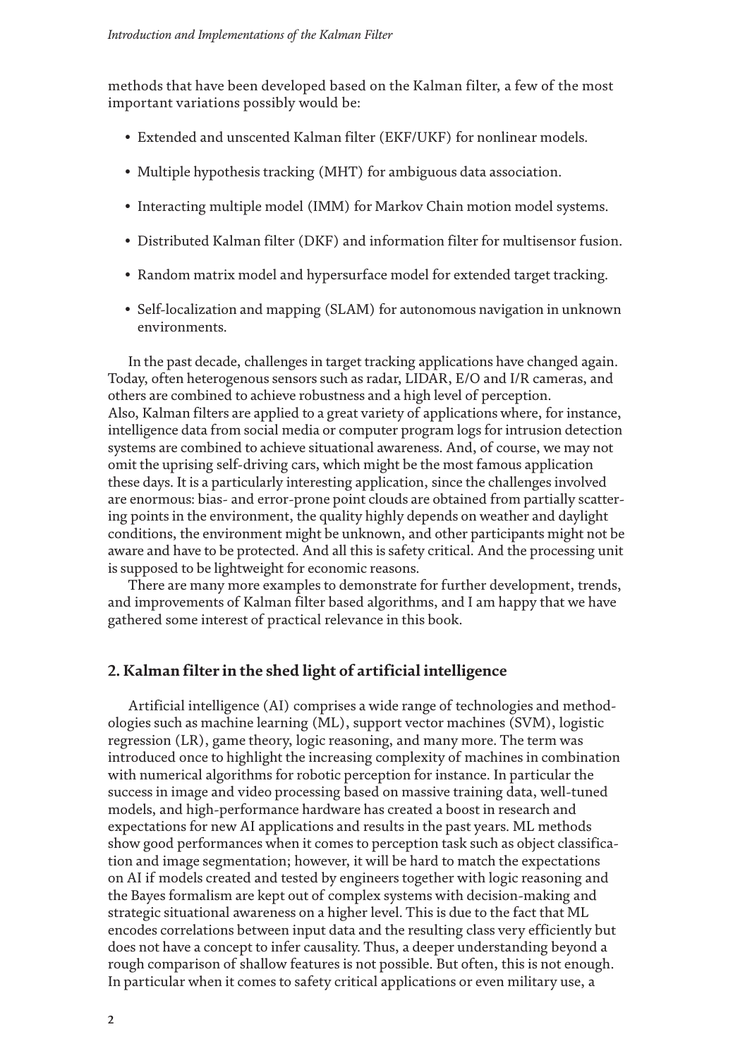methods that have been developed based on the Kalman filter, a few of the most important variations possibly would be:

- Extended and unscented Kalman filter (EKF/UKF) for nonlinear models.
- Multiple hypothesis tracking (MHT) for ambiguous data association.
- Interacting multiple model (IMM) for Markov Chain motion model systems.
- Distributed Kalman filter (DKF) and information filter for multisensor fusion.
- Random matrix model and hypersurface model for extended target tracking.
- Self-localization and mapping (SLAM) for autonomous navigation in unknown environments.

In the past decade, challenges in target tracking applications have changed again. Today, often heterogenous sensors such as radar, LIDAR, E/O and I/R cameras, and others are combined to achieve robustness and a high level of perception. Also, Kalman filters are applied to a great variety of applications where, for instance, intelligence data from social media or computer program logs for intrusion detection systems are combined to achieve situational awareness. And, of course, we may not omit the uprising self-driving cars, which might be the most famous application these days. It is a particularly interesting application, since the challenges involved are enormous: bias- and error-prone point clouds are obtained from partially scattering points in the environment, the quality highly depends on weather and daylight conditions, the environment might be unknown, and other participants might not be aware and have to be protected. And all this is safety critical. And the processing unit is supposed to be lightweight for economic reasons.

There are many more examples to demonstrate for further development, trends, and improvements of Kalman filter based algorithms, and I am happy that we have gathered some interest of practical relevance in this book.

## 2. Kalman filter in the shed light of artificial intelligence

Artificial intelligence (AI) comprises a wide range of technologies and methodologies such as machine learning (ML), support vector machines (SVM), logistic regression (LR), game theory, logic reasoning, and many more. The term was introduced once to highlight the increasing complexity of machines in combination with numerical algorithms for robotic perception for instance. In particular the success in image and video processing based on massive training data, well-tuned models, and high-performance hardware has created a boost in research and expectations for new AI applications and results in the past years. ML methods show good performances when it comes to perception task such as object classification and image segmentation; however, it will be hard to match the expectations on AI if models created and tested by engineers together with logic reasoning and the Bayes formalism are kept out of complex systems with decision-making and strategic situational awareness on a higher level. This is due to the fact that ML encodes correlations between input data and the resulting class very efficiently but does not have a concept to infer causality. Thus, a deeper understanding beyond a rough comparison of shallow features is not possible. But often, this is not enough. In particular when it comes to safety critical applications or even military use, a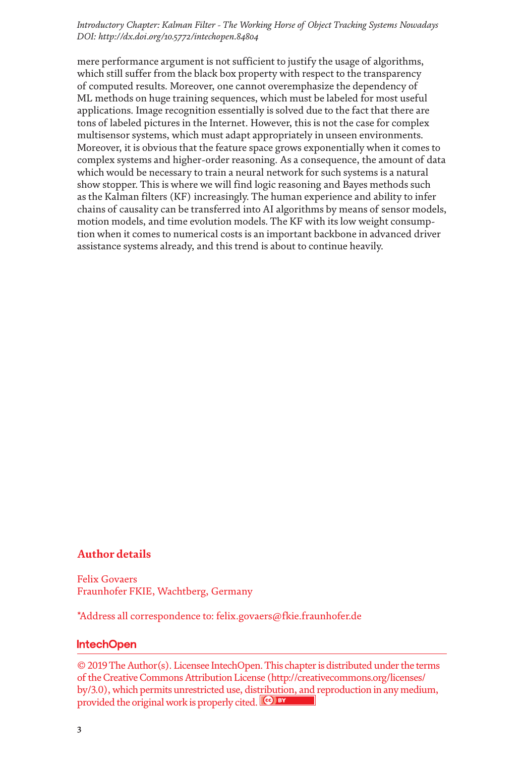mere performance argument is not sufficient to justify the usage of algorithms, which still suffer from the black box property with respect to the transparency of computed results. Moreover, one cannot overemphasize the dependency of ML methods on huge training sequences, which must be labeled for most useful applications. Image recognition essentially is solved due to the fact that there are tons of labeled pictures in the Internet. However, this is not the case for complex multisensor systems, which must adapt appropriately in unseen environments. Moreover, it is obvious that the feature space grows exponentially when it comes to complex systems and higher-order reasoning. As a consequence, the amount of data which would be necessary to train a neural network for such systems is a natural show stopper. This is where we will find logic reasoning and Bayes methods such as the Kalman filters (KF) increasingly. The human experience and ability to infer chains of causality can be transferred into AI algorithms by means of sensor models, motion models, and time evolution models. The KF with its low weight consumption when it comes to numerical costs is an important backbone in advanced driver assistance systems already, and this trend is about to continue heavily.

## Author details

Felix Govaers
Fraunhofer FKIE, Wachtberg, Germany

*Address all correspondence to: felix.govaers@fkie.fraunhofer.de

IntechOpen

© 2019 The Author(s). Licensee IntechOpen. This chapter is distributed under the terms of the Creative Commons Attribution License (http://creativecommons.org/licenses/by/3.0), which permits unrestricted use, distribution, and reproduction in any medium, provided the original work is properly cited.